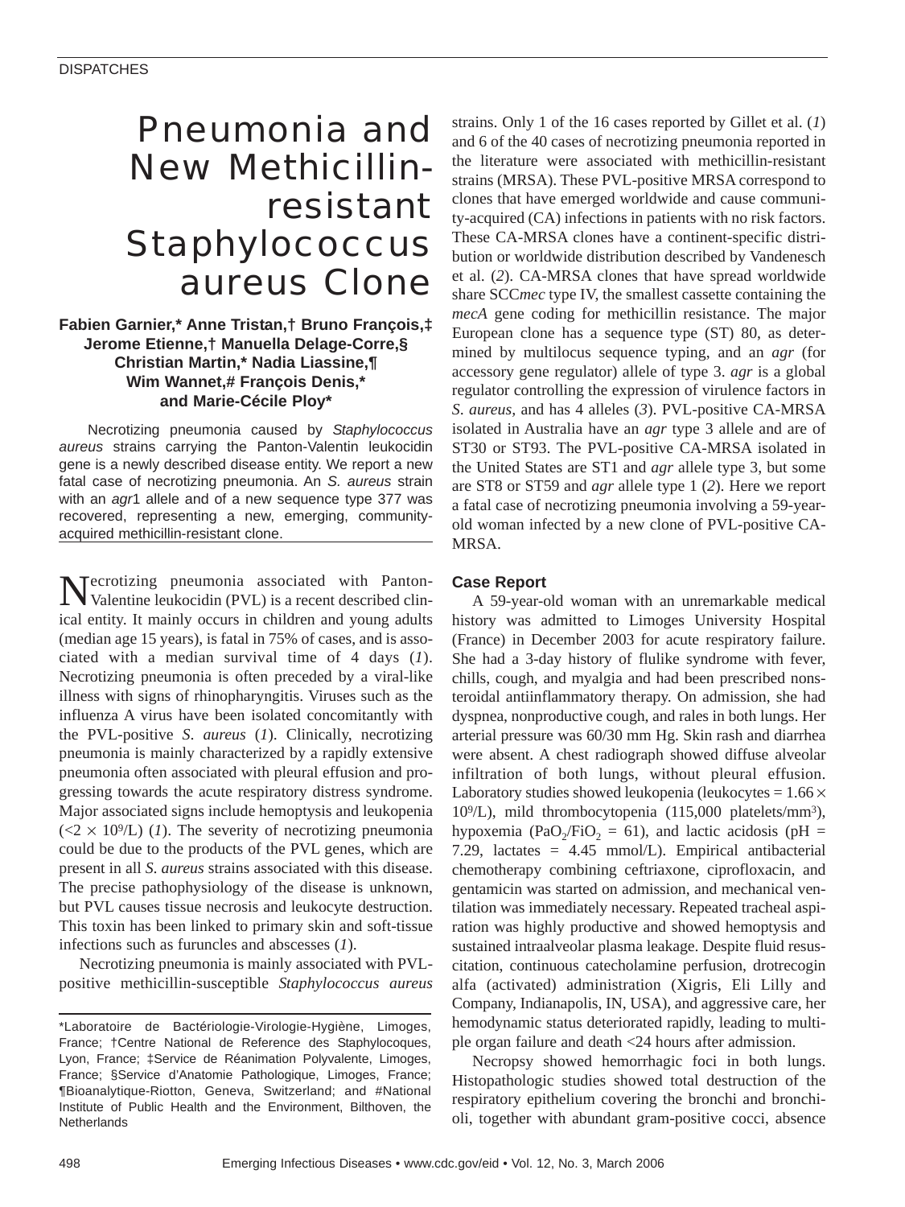# Pneumonia and New Methicillin-resistant *Staphylococcus aureus* Clone

**Fabien Garnier,* Anne Tristan,† Bruno François,‡ Jerome Etienne,† Manuella Delage-Corre,§ Christian Martin,* Nadia Liassine,¶ Wim Wannet,# François Denis,* and Marie-Cécile Ploy***

Necrotizing pneumonia caused by *Staphylococcus aureus* strains carrying the Panton-Valentin leukocidin gene is a newly described disease entity. We report a new fatal case of necrotizing pneumonia. An *S. aureus* strain with an *agr*1 allele and of a new sequence type 377 was recovered, representing a new, emerging, community-acquired methicillin-resistant clone.

Necrotizing pneumonia associated with Panton-Valentine leukocidin (PVL) is a recent described clinical entity. It mainly occurs in children and young adults (median age 15 years), is fatal in 75% of cases, and is associated with a median survival time of 4 days (*1*). Necrotizing pneumonia is often preceded by a viral-like illness with signs of rhinopharyngitis. Viruses such as the influenza A virus have been isolated concomitantly with the PVL-positive *S. aureus* (*1*). Clinically, necrotizing pneumonia is mainly characterized by a rapidly extensive pneumonia often associated with pleural effusion and progressing towards the acute respiratory distress syndrome. Major associated signs include hemoptysis and leukopenia ($<2 \times 10^9$/L) (*1*). The severity of necrotizing pneumonia could be due to the products of the PVL genes, which are present in all *S. aureus* strains associated with this disease. The precise pathophysiology of the disease is unknown, but PVL causes tissue necrosis and leukocyte destruction. This toxin has been linked to primary skin and soft-tissue infections such as furuncles and abscesses (*1*).

Necrotizing pneumonia is mainly associated with PVL-positive methicillin-susceptible *Staphylococcus aureus* strains. Only 1 of the 16 cases reported by Gillet et al. (*1*) and 6 of the 40 cases of necrotizing pneumonia reported in the literature were associated with methicillin-resistant strains (MRSA). These PVL-positive MRSA correspond to clones that have emerged worldwide and cause community-acquired (CA) infections in patients with no risk factors. These CA-MRSA clones have a continent-specific distribution or worldwide distribution described by Vandenesch et al. (*2*). CA-MRSA clones that have spread worldwide share SCC*mec* type IV, the smallest cassette containing the *mecA* gene coding for methicillin resistance. The major European clone has a sequence type (ST) 80, as determined by multilocus sequence typing, and an *agr* (for accessory gene regulator) allele of type 3. *agr* is a global regulator controlling the expression of virulence factors in *S. aureus*, and has 4 alleles (*3*). PVL-positive CA-MRSA isolated in Australia have an *agr* type 3 allele and are of ST30 or ST93. The PVL-positive CA-MRSA isolated in the United States are ST1 and *agr* allele type 3, but some are ST8 or ST59 and *agr* allele type 1 (*2*). Here we report a fatal case of necrotizing pneumonia involving a 59-year-old woman infected by a new clone of PVL-positive CA-MRSA.

## Case Report

A 59-year-old woman with an unremarkable medical history was admitted to Limoges University Hospital (France) in December 2003 for acute respiratory failure. She had a 3-day history of flulike syndrome with fever, chills, cough, and myalgia and had been prescribed nonsteroidal antiinflammatory therapy. On admission, she had dyspnea, nonproductive cough, and rales in both lungs. Her arterial pressure was 60/30 mm Hg. Skin rash and diarrhea were absent. A chest radiograph showed diffuse alveolar infiltration of both lungs, without pleural effusion. Laboratory studies showed leukopenia (leukocytes = $1.66 \times 10^9$/L), mild thrombocytopenia (115,000 platelets/mm$^3$), hypoxemia ($PaO_2/FiO_2$ = 61), and lactic acidosis (pH = 7.29, lactates = 4.45 mmol/L). Empirical antibacterial chemotherapy combining ceftriaxone, ciprofloxacin, and gentamicin was started on admission, and mechanical ventilation was immediately necessary. Repeated tracheal aspiration was highly productive and showed hemoptysis and sustained intraalveolar plasma leakage. Despite fluid resuscitation, continuous catecholamine perfusion, drotrecogin alfa (activated) administration (Xigris, Eli Lilly and Company, Indianapolis, IN, USA), and aggressive care, her hemodynamic status deteriorated rapidly, leading to multiple organ failure and death <24 hours after admission.

Necropsy showed hemorrhagic foci in both lungs. Histopathologic studies showed total destruction of the respiratory epithelium covering the bronchi and bronchioli, together with abundant gram-positive cocci, absence

*Laboratoire de Bactériologie-Virologie-Hygiène, Limoges, France; †Centre National de Reference des Staphylocoques, Lyon, France; ‡Service de Réanimation Polyvalente, Limoges, France; §Service d'Anatomie Pathologique, Limoges, France; ¶Bioanalytique-Riotton, Geneva, Switzerland; and #National Institute of Public Health and the Environment, Bilthoven, the Netherlands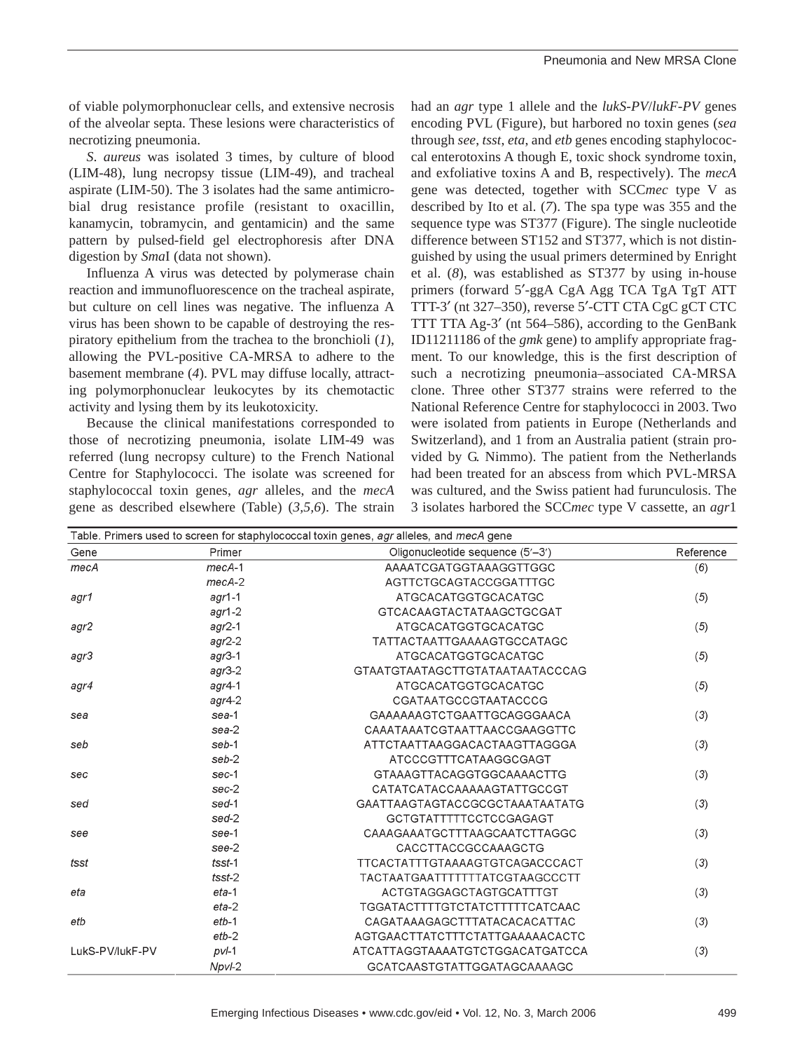of viable polymorphonuclear cells, and extensive necrosis of the alveolar septa. These lesions were characteristics of necrotizing pneumonia.

*S. aureus* was isolated 3 times, by culture of blood (LIM-48), lung necropsy tissue (LIM-49), and tracheal aspirate (LIM-50). The 3 isolates had the same antimicrobial drug resistance profile (resistant to oxacillin, kanamycin, tobramycin, and gentamicin) and the same pattern by pulsed-field gel electrophoresis after DNA digestion by *Sma*I (data not shown).

Influenza A virus was detected by polymerase chain reaction and immunofluorescence on the tracheal aspirate, but culture on cell lines was negative. The influenza A virus has been shown to be capable of destroying the respiratory epithelium from the trachea to the bronchioli (*1*), allowing the PVL-positive CA-MRSA to adhere to the basement membrane (*4*). PVL may diffuse locally, attracting polymorphonuclear leukocytes by its chemotactic activity and lysing them by its leukotoxicity.

Because the clinical manifestations corresponded to those of necrotizing pneumonia, isolate LIM-49 was referred (lung necropsy culture) to the French National Centre for Staphylococci. The isolate was screened for staphylococcal toxin genes, *agr* alleles, and the *mecA* gene as described elsewhere (Table) (*3,5,6*). The strain had an *agr* type 1 allele and the *lukS-PV*/*lukF-PV* genes encoding PVL (Figure), but harbored no toxin genes (*sea* through *see*, *tsst*, *eta*, and *etb* genes encoding staphylococcal enterotoxins A though E, toxic shock syndrome toxin, and exfoliative toxins A and B, respectively). The *mecA* gene was detected, together with SCC*mec* type V as described by Ito et al. (*7*). The spa type was 355 and the sequence type was ST377 (Figure). The single nucleotide difference between ST152 and ST377, which is not distinguished by using the usual primers determined by Enright et al. (*8*), was established as ST377 by using in-house primers (forward 5′-ggA CgA Agg TCA TgA TgT ATT TTT-3′ (nt 327–350), reverse 5′-CTT CTA CgC gCT CTC TTT TTA Ag-3′ (nt 564–586), according to the GenBank ID11211186 of the *gmk* gene) to amplify appropriate fragment. To our knowledge, this is the first description of such a necrotizing pneumonia–associated CA-MRSA clone. Three other ST377 strains were referred to the National Reference Centre for staphylococci in 2003. Two were isolated from patients in Europe (Netherlands and Switzerland), and 1 from an Australia patient (strain provided by G. Nimmo). The patient from the Netherlands had been treated for an abscess from which PVL-MRSA was cultured, and the Swiss patient had furunculosis. The 3 isolates harbored the SCC*mec* type V cassette, an *agr*1

Table. Primers used to screen for staphylococcal toxin genes, *agr* alleles, and *mecA* gene

| Gene | Primer | Oligonucleotide sequence (5′–3′) | Reference |
|---|---|---|---|
| *mecA* | *mecA*-1 | AAAATCGATGGTAAAGGTTGGC | (*6*) |
| | *mecA*-2 | AGTTCTGCAGTACCGGATTTGC | |
| *agr1* | *agr*1-1 | ATGCACATGGTGCACATGC | (*5*) |
| | *agr*1-2 | GTCACAAGTACTATAAGCTGCGAT | |
| *agr2* | *agr*2-1 | ATGCACATGGTGCACATGC | (*5*) |
| | *agr*2-2 | TATTACTAATTGAAAAGTGCCATAGC | |
| *agr3* | *agr*3-1 | ATGCACATGGTGCACATGC | (*5*) |
| | *agr*3-2 | GTAATGTAATAGCTTGTATAATAATACCCAG | |
| *agr4* | *agr*4-1 | ATGCACATGGTGCACATGC | (*5*) |
| | *agr*4-2 | CGATAATGCCGTAATACCCG | |
| *sea* | *sea*-1 | GAAAAAAGTCTGAATTGCAGGGAACA | (*3*) |
| | *sea*-2 | CAAATAAATCGTAATTAACCGAAGGTTC | |
| *seb* | *seb*-1 | ATTCTAATTAAGGACACTAAGTTAGGGA | (*3*) |
| | *seb*-2 | ATCCCGTTTCATAAGGCGAGT | |
| *sec* | *sec*-1 | GTAAAGTTACAGGTGGCAAAACTTG | (*3*) |
| | *sec*-2 | CATATCATACCAAAAAGTATTGCCGT | |
| *sed* | *sed*-1 | GAATTAAGTAGTACCGCGCTAAATAATATG | (*3*) |
| | *sed*-2 | GCTGTATTTTTCCTCCGAGAGT | |
| *see* | *see*-1 | CAAAGAAATGCTTTAAGCAATCTTAGGC | (*3*) |
| | *see*-2 | CACCTTACCGCCAAAGCTG | |
| *tsst* | *tsst*-1 | TTCACTATTTGTAAAAGTGTCAGACCCACT | (*3*) |
| | *tsst*-2 | TACTAATGAATTTTTTTATCGTAAGCCCTT | |
| *eta* | *eta*-1 | ACTGTAGGAGCTAGTGCATTTGT | (*3*) |
| | *eta*-2 | TGGATACTTTTGTCTATCTTTTTCATCAAC | |
| *etb* | *etb*-1 | CAGATAAAGAGCTTTATACACACATTAC | (*3*) |
| | *etb*-2 | AGTGAACTTATCTTTCTATTGAAAAACACTC | |
| LukS-PV/lukF-PV | *pvl*-1 | ATCATTAGGTAAAATGTCTGGACATGATCCA | (*3*) |
| | *Npvl*-2 | GCATCAASTGTATTGGATAGCAAAAGC | |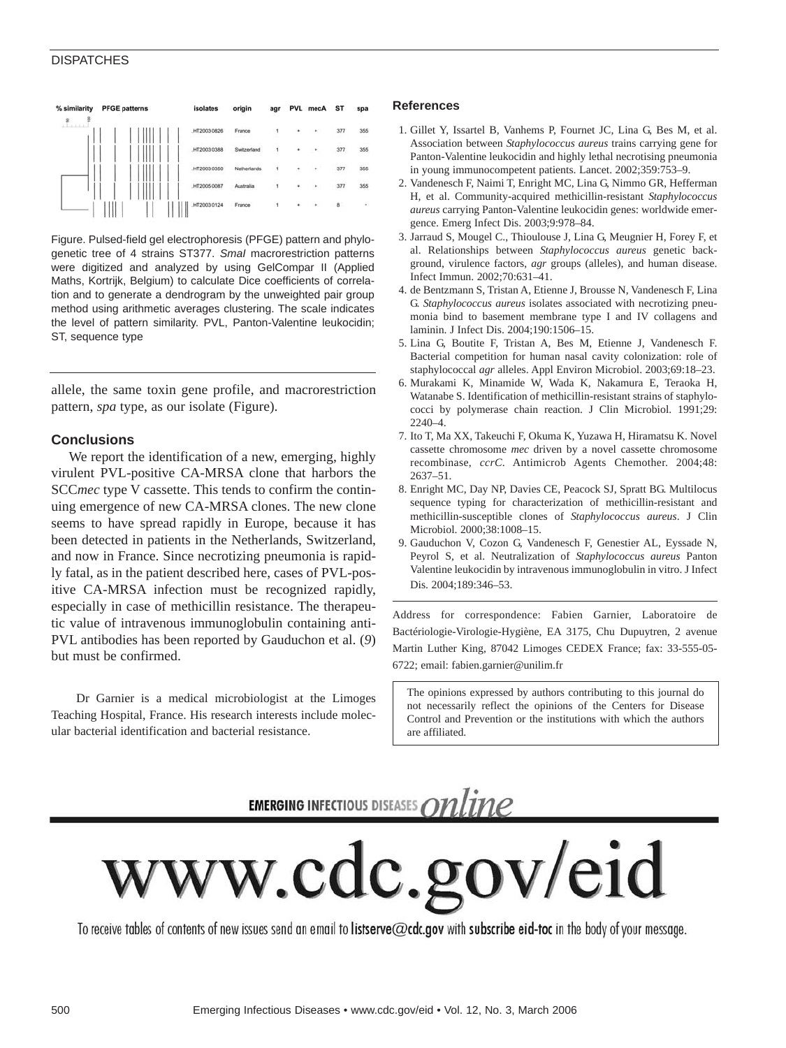% similarity PFGE patterns isolates origin agr PVL mecA ST spa

HT20030826 France 1 + + 377 355

HT20030388 Switzerland 1 + + 377 355

HT20030350 Netherlands 1 + + 377 355

HT20050087 Australia 1 + + 377 355

HT20030124 France 1 + + 8 -

Figure. Pulsed-field gel electrophoresis (PFGE) pattern and phylogenetic tree of 4 strains ST377. *SmaI* macrorestriction patterns were digitized and analyzed by using GelCompar II (Applied Maths, Kortrijk, Belgium) to calculate Dice coefficients of correlation and to generate a dendrogram by the unweighted pair group method using arithmetic averages clustering. The scale indicates the level of pattern similarity. PVL, Panton-Valentine leukocidin; ST, sequence type

allele, the same toxin gene profile, and macrorestriction pattern, *spa* type, as our isolate (Figure).

## Conclusions

We report the identification of a new, emerging, highly virulent PVL-positive CA-MRSA clone that harbors the SCC*mec* type V cassette. This tends to confirm the continuing emergence of new CA-MRSA clones. The new clone seems to have spread rapidly in Europe, because it has been detected in patients in the Netherlands, Switzerland, and now in France. Since necrotizing pneumonia is rapidly fatal, as in the patient described here, cases of PVL-positive CA-MRSA infection must be recognized rapidly, especially in case of methicillin resistance. The therapeutic value of intravenous immunoglobulin containing anti-PVL antibodies has been reported by Gauduchon et al. (*9*) but must be confirmed.

Dr Garnier is a medical microbiologist at the Limoges Teaching Hospital, France. His research interests include molecular bacterial identification and bacterial resistance.

## References

1. Gillet Y, Issartel B, Vanhems P, Fournet JC, Lina G, Bes M, et al. Association between *Staphylococcus aureus* trains carrying gene for Panton-Valentine leukocidin and highly lethal necrotising pneumonia in young immunocompetent patients. Lancet. 2002;359:753–9.
2. Vandenesch F, Naimi T, Enright MC, Lina G, Nimmo GR, Hefferman H, et al. Community-acquired methicillin-resistant *Staphylococcus aureus* carrying Panton-Valentine leukocidin genes: worldwide emergence. Emerg Infect Dis. 2003;9:978–84.
3. Jarraud S, Mougel C., Thioulouse J, Lina G, Meugnier H, Forey F, et al. Relationships between *Staphylococcus aureus* genetic background, virulence factors, *agr* groups (alleles), and human disease. Infect Immun. 2002;70:631–41.
4. de Bentzmann S, Tristan A, Etienne J, Brousse N, Vandenesch F, Lina G. *Staphylococcus aureus* isolates associated with necrotizing pneumonia bind to basement membrane type I and IV collagens and laminin. J Infect Dis. 2004;190:1506–15.
5. Lina G, Boutite F, Tristan A, Bes M, Etienne J, Vandenesch F. Bacterial competition for human nasal cavity colonization: role of staphylococcal *agr* alleles. Appl Environ Microbiol. 2003;69:18–23.
6. Murakami K, Minamide W, Wada K, Nakamura E, Teraoka H, Watanabe S. Identification of methicillin-resistant strains of staphylococci by polymerase chain reaction. J Clin Microbiol. 1991;29: 2240–4.
7. Ito T, Ma XX, Takeuchi F, Okuma K, Yuzawa H, Hiramatsu K. Novel cassette chromosome *mec* driven by a novel cassette chromosome recombinase, *ccrC*. Antimicrob Agents Chemother. 2004;48: 2637–51.
8. Enright MC, Day NP, Davies CE, Peacock SJ, Spratt BG. Multilocus sequence typing for characterization of methicillin-resistant and methicillin-susceptible clones of *Staphylococcus aureus*. J Clin Microbiol. 2000;38:1008–15.
9. Gauduchon V, Cozon G, Vandenesch F, Genestier AL, Eyssade N, Peyrol S, et al. Neutralization of *Staphylococcus aureus* Panton Valentine leukocidin by intravenous immunoglobulin in vitro. J Infect Dis. 2004;189:346–53.

Address for correspondence: Fabien Garnier, Laboratoire de Bactériologie-Virologie-Hygiène, EA 3175, Chu Dupuytren, 2 avenue Martin Luther King, 87042 Limoges CEDEX France; fax: 33-555-05-6722; email: fabien.garnier@unilim.fr

The opinions expressed by authors contributing to this journal do not necessarily reflect the opinions of the Centers for Disease Control and Prevention or the institutions with which the authors are affiliated.

EMERGING INFECTIOUS DISEASES *online*

www.cdc.gov/eid

To receive tables of contents of new issues send an email to **listserve@cdc.gov** with **subscribe eid-toc** in the body of your message.